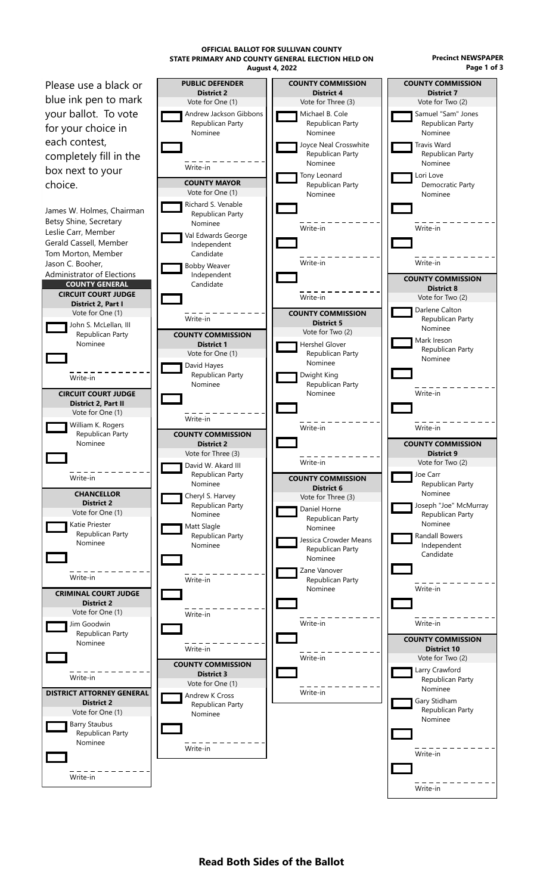**OFFICIAL BALLOT FOR SULLIVAN COUNTY**
**STATE PRIMARY AND COUNTY GENERAL ELECTION HELD ON**
**August 4, 2022**

**Precinct NEWSPAPER**

Please use a black or blue ink pen to mark your ballot. To vote for your choice in each contest, completely fill in the box next to your choice.

James W. Holmes, Chairman
Betsy Shine, Secretary
Leslie Carr, Member
Gerald Cassell, Member
Tom Morton, Member
Jason C. Booher, Administrator of Elections

## COUNTY GENERAL

### CIRCUIT COURT JUDGE
**District 2, Part I**
Vote for One (1)

- John S. McLellan, III — Republican Party Nominee
- Write-in

### CIRCUIT COURT JUDGE
**District 2, Part II**
Vote for One (1)

- William K. Rogers — Republican Party Nominee
- Write-in

### CHANCELLOR
**District 2**
Vote for One (1)

- Katie Priester — Republican Party Nominee
- Write-in

### CRIMINAL COURT JUDGE
**District 2**
Vote for One (1)

- Jim Goodwin — Republican Party Nominee
- Write-in

### DISTRICT ATTORNEY GENERAL
**District 2**
Vote for One (1)

- Barry Staubus — Republican Party Nominee
- Write-in

### PUBLIC DEFENDER
**District 2**
Vote for One (1)

- Andrew Jackson Gibbons — Republican Party Nominee
- Write-in

### COUNTY MAYOR
Vote for One (1)

- Richard S. Venable — Republican Party Nominee
- Val Edwards George — Independent Candidate
- Bobby Weaver — Independent Candidate
- Write-in

### COUNTY COMMISSION
**District 1**
Vote for One (1)

- David Hayes — Republican Party Nominee
- Write-in

### COUNTY COMMISSION
**District 2**
Vote for Three (3)

- David W. Akard III — Republican Party Nominee
- Cheryl S. Harvey — Republican Party Nominee
- Matt Slagle — Republican Party Nominee
- Write-in
- Write-in
- Write-in

### COUNTY COMMISSION
**District 3**
Vote for One (1)

- Andrew K Cross — Republican Party Nominee
- Write-in

### COUNTY COMMISSION
**District 4**
Vote for Three (3)

- Michael B. Cole — Republican Party Nominee
- Joyce Neal Crosswhite — Republican Party Nominee
- Tony Leonard — Republican Party Nominee
- Write-in
- Write-in
- Write-in

### COUNTY COMMISSION
**District 5**
Vote for Two (2)

- Hershel Glover — Republican Party Nominee
- Dwight King — Republican Party Nominee
- Write-in
- Write-in

### COUNTY COMMISSION
**District 6**
Vote for Three (3)

- Daniel Horne — Republican Party Nominee
- Jessica Crowder Means — Republican Party Nominee
- Zane Vanover — Republican Party Nominee
- Write-in
- Write-in
- Write-in

### COUNTY COMMISSION
**District 7**
Vote for Two (2)

- Samuel "Sam" Jones — Republican Party Nominee
- Travis Ward — Republican Party Nominee
- Lori Love — Democratic Party Nominee
- Write-in
- Write-in

### COUNTY COMMISSION
**District 8**
Vote for Two (2)

- Darlene Calton — Republican Party Nominee
- Mark Ireson — Republican Party Nominee
- Write-in
- Write-in

### COUNTY COMMISSION
**District 9**
Vote for Two (2)

- Joe Carr — Republican Party Nominee
- Joseph "Joe" McMurray — Republican Party Nominee
- Randall Bowers — Independent Candidate
- Write-in
- Write-in

### COUNTY COMMISSION
**District 10**
Vote for Two (2)

- Larry Crawford — Republican Party Nominee
- Gary Stidham — Republican Party Nominee
- Write-in
- Write-in

**Read Both Sides of the Ballot**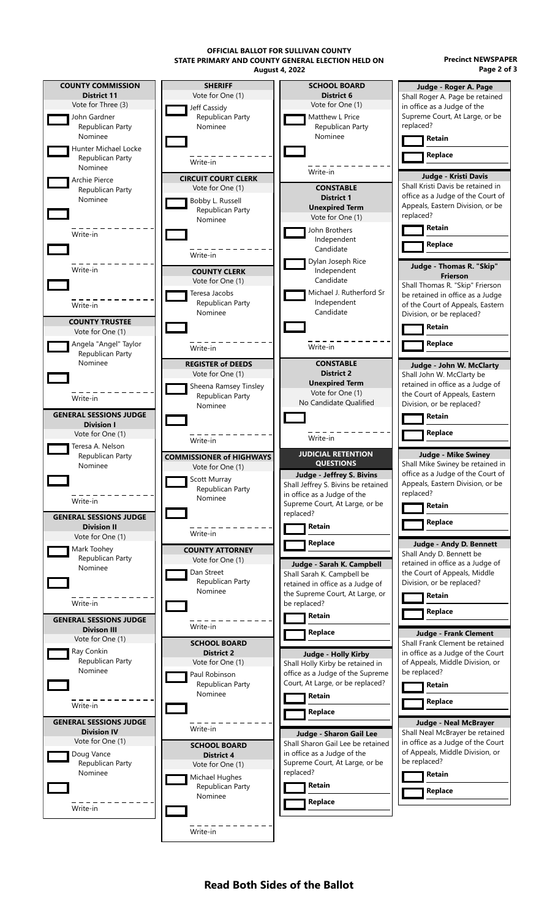**OFFICIAL BALLOT FOR SULLIVAN COUNTY**
**STATE PRIMARY AND COUNTY GENERAL ELECTION HELD ON**
**August 4, 2022**

**Precinct NEWSPAPER**

## COUNTY COMMISSION
**District 11**
Vote for Three (3)

- John Gardner, Republican Party Nominee
- Hunter Michael Locke, Republican Party Nominee
- Archie Pierce, Republican Party Nominee
- Write-in
- Write-in
- Write-in

## COUNTY TRUSTEE
Vote for One (1)

- Angela "Angel" Taylor, Republican Party Nominee
- Write-in

## GENERAL SESSIONS JUDGE
**Division I**
Vote for One (1)

- Teresa A. Nelson, Republican Party Nominee
- Write-in

## GENERAL SESSIONS JUDGE
**Division II**
Vote for One (1)

- Mark Toohey, Republican Party Nominee
- Write-in

## GENERAL SESSIONS JUDGE
**Divison III**
Vote for One (1)

- Ray Conkin, Republican Party Nominee
- Write-in

## GENERAL SESSIONS JUDGE
**Division IV**
Vote for One (1)

- Doug Vance, Republican Party Nominee
- Write-in

## SHERIFF
Vote for One (1)

- Jeff Cassidy, Republican Party Nominee
- Write-in

## CIRCUIT COURT CLERK
Vote for One (1)

- Bobby L. Russell, Republican Party Nominee
- Write-in

## COUNTY CLERK
Vote for One (1)

- Teresa Jacobs, Republican Party Nominee
- Write-in

## REGISTER of DEEDS
Vote for One (1)

- Sheena Ramsey Tinsley, Republican Party Nominee
- Write-in

## COMMISSIONER of HIGHWAYS
Vote for One (1)

- Scott Murray, Republican Party Nominee
- Write-in

## COUNTY ATTORNEY
Vote for One (1)

- Dan Street, Republican Party Nominee
- Write-in

## SCHOOL BOARD
**District 2**
Vote for One (1)

- Paul Robinson, Republican Party Nominee
- Write-in

## SCHOOL BOARD
**District 4**
Vote for One (1)

- Michael Hughes, Republican Party Nominee
- Write-in

## SCHOOL BOARD
**District 6**
Vote for One (1)

- Matthew L Price, Republican Party Nominee
- Write-in

## CONSTABLE
**District 1**
**Unexpired Term**
Vote for One (1)

- John Brothers, Independent Candidate
- Dylan Joseph Rice, Independent Candidate
- Michael J. Rutherford Sr, Independent Candidate
- Write-in

## CONSTABLE
**District 2**
**Unexpired Term**
Vote for One (1)
No Candidate Qualified

- Write-in

## JUDICIAL RETENTION QUESTIONS

### Judge - Jeffrey S. Bivins
Shall Jeffrey S. Bivins be retained in office as a Judge of the Supreme Court, At Large, or be replaced?

- **Retain**
- **Replace**

### Judge - Sarah K. Campbell
Shall Sarah K. Campbell be retained in office as a Judge of the Supreme Court, At Large, or be replaced?

- **Retain**
- **Replace**

### Judge - Holly Kirby
Shall Holly Kirby be retained in office as a Judge of the Supreme Court, At Large, or be replaced?

- **Retain**
- **Replace**

### Judge - Sharon Gail Lee
Shall Sharon Gail Lee be retained in office as a Judge of the Supreme Court, At Large, or be replaced?

- **Retain**
- **Replace**

### Judge - Roger A. Page
Shall Roger A. Page be retained in office as a Judge of the Supreme Court, At Large, or be replaced?

- **Retain**
- **Replace**

### Judge - Kristi Davis
Shall Kristi Davis be retained in office as a Judge of the Court of Appeals, Eastern Division, or be replaced?

- **Retain**
- **Replace**

### Judge - Thomas R. "Skip" Frierson
Shall Thomas R. "Skip" Frierson be retained in office as a Judge of the Court of Appeals, Eastern Division, or be replaced?

- **Retain**
- **Replace**

### Judge - John W. McClarty
Shall John W. McClarty be retained in office as a Judge of the Court of Appeals, Eastern Division, or be replaced?

- **Retain**
- **Replace**

### Judge - Mike Swiney
Shall Mike Swiney be retained in office as a Judge of the Court of Appeals, Eastern Division, or be replaced?

- **Retain**
- **Replace**

### Judge - Andy D. Bennett
Shall Andy D. Bennett be retained in office as a Judge of the Court of Appeals, Middle Division, or be replaced?

- **Retain**
- **Replace**

### Judge - Frank Clement
Shall Frank Clement be retained in office as a Judge of the Court of Appeals, Middle Division, or be replaced?

- **Retain**
- **Replace**

### Judge - Neal McBrayer
Shall Neal McBrayer be retained in office as a Judge of the Court of Appeals, Middle Division, or be replaced?

- **Retain**
- **Replace**

**Read Both Sides of the Ballot**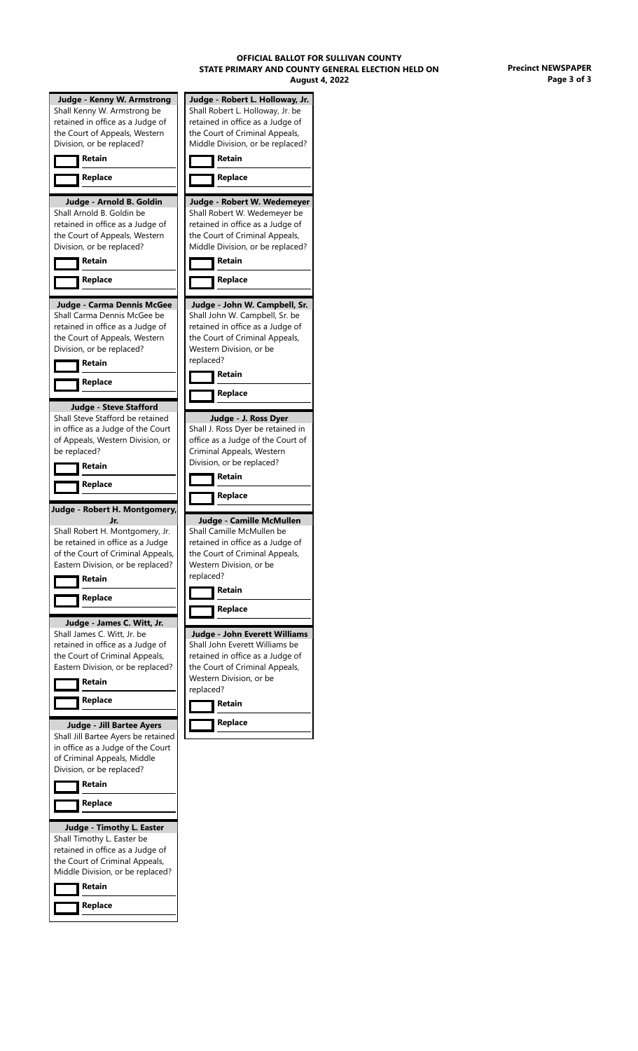**OFFICIAL BALLOT FOR SULLIVAN COUNTY**
**STATE PRIMARY AND COUNTY GENERAL ELECTION HELD ON**
**August 4, 2022**

**Precinct NEWSPAPER**

### Judge - Kenny W. Armstrong

Shall Kenny W. Armstrong be retained in office as a Judge of the Court of Appeals, Western Division, or be replaced?

- [ ] **Retain**
- [ ] **Replace**

### Judge - Arnold B. Goldin

Shall Arnold B. Goldin be retained in office as a Judge of the Court of Appeals, Western Division, or be replaced?

- [ ] **Retain**
- [ ] **Replace**

### Judge - Carma Dennis McGee

Shall Carma Dennis McGee be retained in office as a Judge of the Court of Appeals, Western Division, or be replaced?

- [ ] **Retain**
- [ ] **Replace**

### Judge - Steve Stafford

Shall Steve Stafford be retained in office as a Judge of the Court of Appeals, Western Division, or be replaced?

- [ ] **Retain**
- [ ] **Replace**

### Judge - Robert H. Montgomery, Jr.

Shall Robert H. Montgomery, Jr. be retained in office as a Judge of the Court of Criminal Appeals, Eastern Division, or be replaced?

- [ ] **Retain**
- [ ] **Replace**

### Judge - James C. Witt, Jr.

Shall James C. Witt, Jr. be retained in office as a Judge of the Court of Criminal Appeals, Eastern Division, or be replaced?

- [ ] **Retain**
- [ ] **Replace**

### Judge - Jill Bartee Ayers

Shall Jill Bartee Ayers be retained in office as a Judge of the Court of Criminal Appeals, Middle Division, or be replaced?

- [ ] **Retain**
- [ ] **Replace**

### Judge - Timothy L. Easter

Shall Timothy L. Easter be retained in office as a Judge of the Court of Criminal Appeals, Middle Division, or be replaced?

- [ ] **Retain**
- [ ] **Replace**

### Judge - Robert L. Holloway, Jr.

Shall Robert L. Holloway, Jr. be retained in office as a Judge of the Court of Criminal Appeals, Middle Division, or be replaced?

- [ ] **Retain**
- [ ] **Replace**

### Judge - Robert W. Wedemeyer

Shall Robert W. Wedemeyer be retained in office as a Judge of the Court of Criminal Appeals, Middle Division, or be replaced?

- [ ] **Retain**
- [ ] **Replace**

### Judge - John W. Campbell, Sr.

Shall John W. Campbell, Sr. be retained in office as a Judge of the Court of Criminal Appeals, Western Division, or be replaced?

- [ ] **Retain**
- [ ] **Replace**

### Judge - J. Ross Dyer

Shall J. Ross Dyer be retained in office as a Judge of the Court of Criminal Appeals, Western Division, or be replaced?

- [ ] **Retain**
- [ ] **Replace**

### Judge - Camille McMullen

Shall Camille McMullen be retained in office as a Judge of the Court of Criminal Appeals, Western Division, or be replaced?

- [ ] **Retain**
- [ ] **Replace**

### Judge - John Everett Williams

Shall John Everett Williams be retained in office as a Judge of the Court of Criminal Appeals, Western Division, or be replaced?

- [ ] **Retain**
- [ ] **Replace**